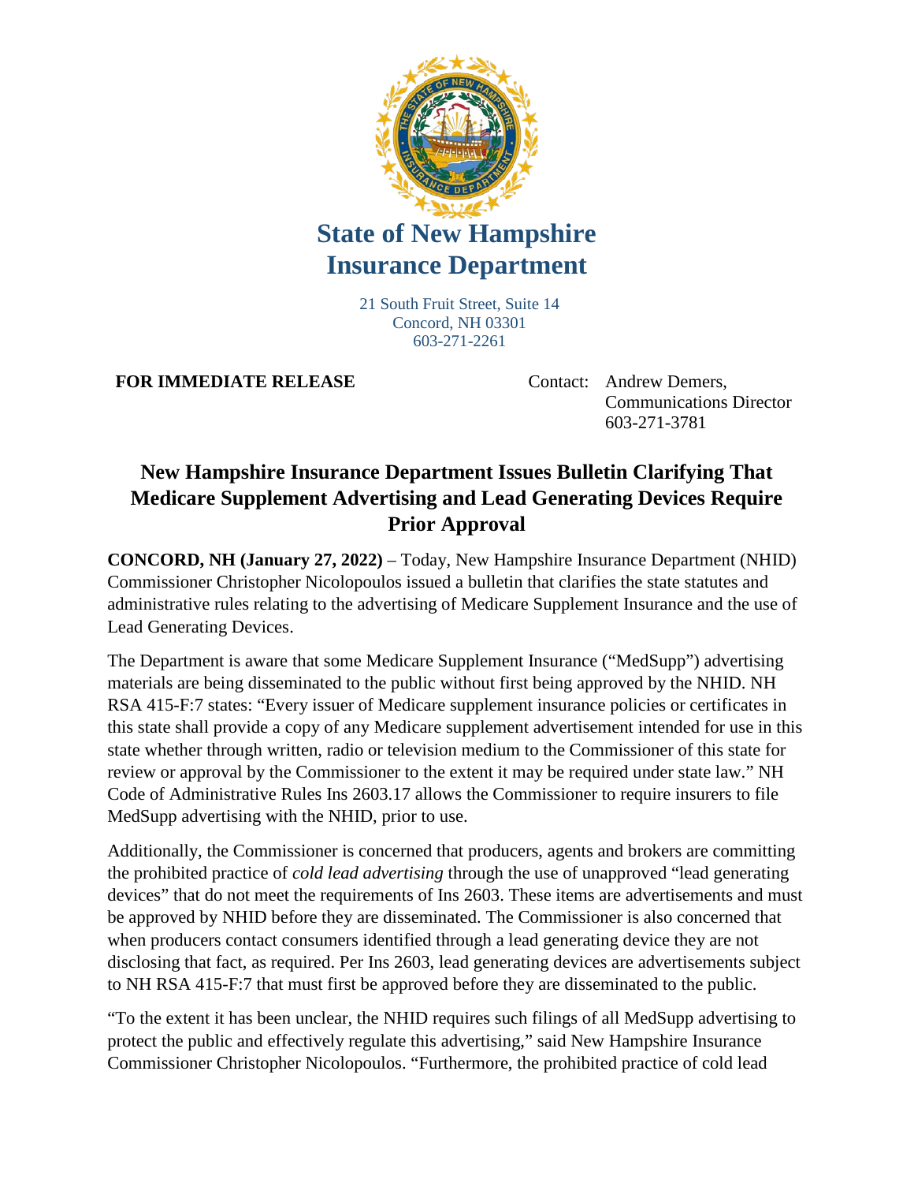# State of New Hampshire Insurance Department

21 South Fruit Street, Suite 14
Concord, NH 03301
603-271-2261

**FOR IMMEDIATE RELEASE**

Contact: Andrew Demers,
Communications Director
603-271-3781

## New Hampshire Insurance Department Issues Bulletin Clarifying That Medicare Supplement Advertising and Lead Generating Devices Require Prior Approval

**CONCORD, NH (January 27, 2022)** – Today, New Hampshire Insurance Department (NHID) Commissioner Christopher Nicolopoulos issued a bulletin that clarifies the state statutes and administrative rules relating to the advertising of Medicare Supplement Insurance and the use of Lead Generating Devices.

The Department is aware that some Medicare Supplement Insurance ("MedSupp") advertising materials are being disseminated to the public without first being approved by the NHID. NH RSA 415-F:7 states: "Every issuer of Medicare supplement insurance policies or certificates in this state shall provide a copy of any Medicare supplement advertisement intended for use in this state whether through written, radio or television medium to the Commissioner of this state for review or approval by the Commissioner to the extent it may be required under state law." NH Code of Administrative Rules Ins 2603.17 allows the Commissioner to require insurers to file MedSupp advertising with the NHID, prior to use.

Additionally, the Commissioner is concerned that producers, agents and brokers are committing the prohibited practice of *cold lead advertising* through the use of unapproved "lead generating devices" that do not meet the requirements of Ins 2603. These items are advertisements and must be approved by NHID before they are disseminated. The Commissioner is also concerned that when producers contact consumers identified through a lead generating device they are not disclosing that fact, as required. Per Ins 2603, lead generating devices are advertisements subject to NH RSA 415-F:7 that must first be approved before they are disseminated to the public.

"To the extent it has been unclear, the NHID requires such filings of all MedSupp advertising to protect the public and effectively regulate this advertising," said New Hampshire Insurance Commissioner Christopher Nicolopoulos. "Furthermore, the prohibited practice of cold lead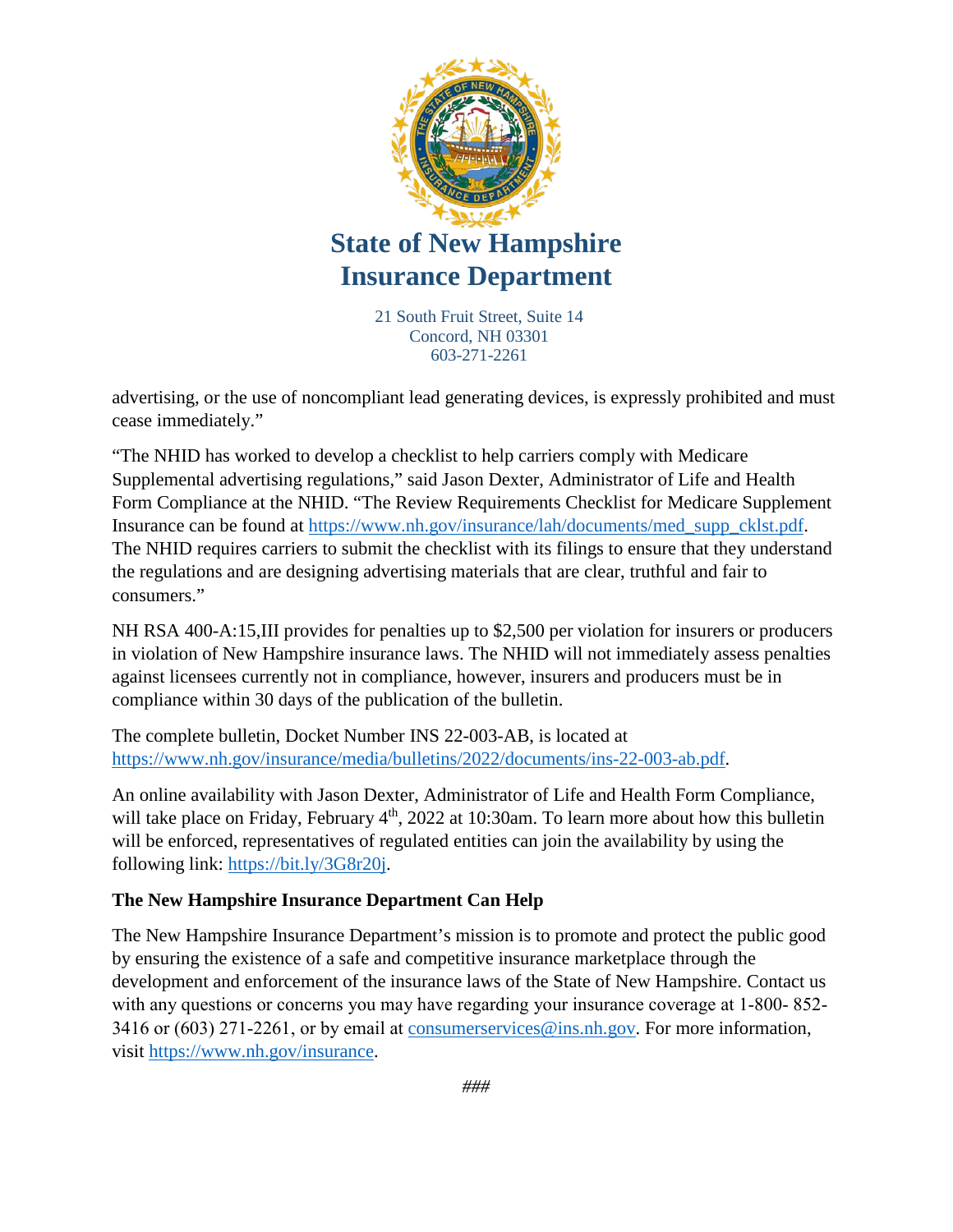# State of New Hampshire Insurance Department

21 South Fruit Street, Suite 14
Concord, NH 03301
603-271-2261

advertising, or the use of noncompliant lead generating devices, is expressly prohibited and must cease immediately."

"The NHID has worked to develop a checklist to help carriers comply with Medicare Supplemental advertising regulations," said Jason Dexter, Administrator of Life and Health Form Compliance at the NHID. "The Review Requirements Checklist for Medicare Supplement Insurance can be found at https://www.nh.gov/insurance/lah/documents/med_supp_cklst.pdf. The NHID requires carriers to submit the checklist with its filings to ensure that they understand the regulations and are designing advertising materials that are clear, truthful and fair to consumers."

NH RSA 400-A:15,III provides for penalties up to $2,500 per violation for insurers or producers in violation of New Hampshire insurance laws. The NHID will not immediately assess penalties against licensees currently not in compliance, however, insurers and producers must be in compliance within 30 days of the publication of the bulletin.

The complete bulletin, Docket Number INS 22-003-AB, is located at https://www.nh.gov/insurance/media/bulletins/2022/documents/ins-22-003-ab.pdf.

An online availability with Jason Dexter, Administrator of Life and Health Form Compliance, will take place on Friday, February 4th, 2022 at 10:30am. To learn more about how this bulletin will be enforced, representatives of regulated entities can join the availability by using the following link: https://bit.ly/3G8r20j.

**The New Hampshire Insurance Department Can Help**

The New Hampshire Insurance Department's mission is to promote and protect the public good by ensuring the existence of a safe and competitive insurance marketplace through the development and enforcement of the insurance laws of the State of New Hampshire. Contact us with any questions or concerns you may have regarding your insurance coverage at 1-800- 852-3416 or (603) 271-2261, or by email at consumerservices@ins.nh.gov. For more information, visit https://www.nh.gov/insurance.

###